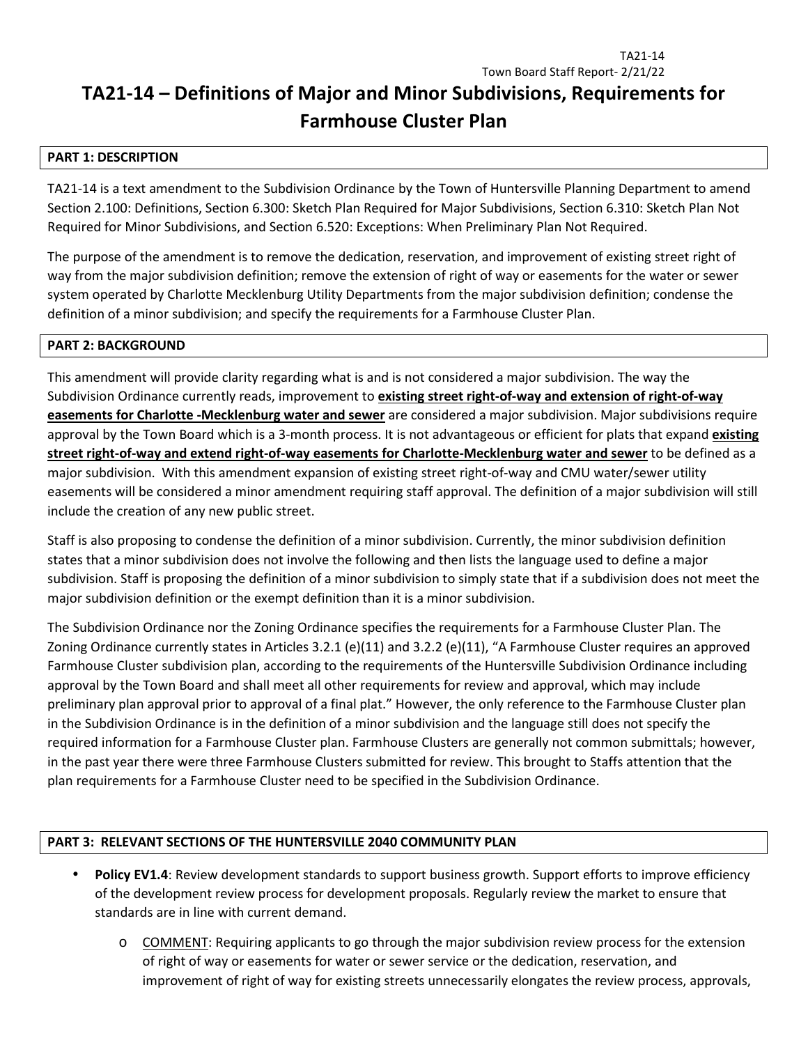# TA21-14 – Definitions of Major and Minor Subdivisions, Requirements for Farmhouse Cluster Plan

## PART 1: DESCRIPTION

TA21-14 is a text amendment to the Subdivision Ordinance by the Town of Huntersville Planning Department to amend Section 2.100: Definitions, Section 6.300: Sketch Plan Required for Major Subdivisions, Section 6.310: Sketch Plan Not Required for Minor Subdivisions, and Section 6.520: Exceptions: When Preliminary Plan Not Required.

The purpose of the amendment is to remove the dedication, reservation, and improvement of existing street right of way from the major subdivision definition; remove the extension of right of way or easements for the water or sewer system operated by Charlotte Mecklenburg Utility Departments from the major subdivision definition; condense the definition of a minor subdivision; and specify the requirements for a Farmhouse Cluster Plan.

## PART 2: BACKGROUND

This amendment will provide clarity regarding what is and is not considered a major subdivision. The way the Subdivision Ordinance currently reads, improvement to **existing street right-of-way and extension of right-of-way easements for Charlotte -Mecklenburg water and sewer** are considered a major subdivision. Major subdivisions require approval by the Town Board which is a 3-month process. It is not advantageous or efficient for plats that expand **existing street right-of-way and extend right-of-way easements for Charlotte-Mecklenburg water and sewer** to be defined as a major subdivision. With this amendment expansion of existing street right-of-way and CMU water/sewer utility easements will be considered a minor amendment requiring staff approval. The definition of a major subdivision will still include the creation of any new public street.

Staff is also proposing to condense the definition of a minor subdivision. Currently, the minor subdivision definition states that a minor subdivision does not involve the following and then lists the language used to define a major subdivision. Staff is proposing the definition of a minor subdivision to simply state that if a subdivision does not meet the major subdivision definition or the exempt definition than it is a minor subdivision.

The Subdivision Ordinance nor the Zoning Ordinance specifies the requirements for a Farmhouse Cluster Plan. The Zoning Ordinance currently states in Articles 3.2.1 (e)(11) and 3.2.2 (e)(11), "A Farmhouse Cluster requires an approved Farmhouse Cluster subdivision plan, according to the requirements of the Huntersville Subdivision Ordinance including approval by the Town Board and shall meet all other requirements for review and approval, which may include preliminary plan approval prior to approval of a final plat." However, the only reference to the Farmhouse Cluster plan in the Subdivision Ordinance is in the definition of a minor subdivision and the language still does not specify the required information for a Farmhouse Cluster plan. Farmhouse Clusters are generally not common submittals; however, in the past year there were three Farmhouse Clusters submitted for review. This brought to Staffs attention that the plan requirements for a Farmhouse Cluster need to be specified in the Subdivision Ordinance.

## PART 3: RELEVANT SECTIONS OF THE HUNTERSVILLE 2040 COMMUNITY PLAN

- **Policy EV1.4**: Review development standards to support business growth. Support efforts to improve efficiency of the development review process for development proposals. Regularly review the market to ensure that standards are in line with current demand.
  - COMMENT: Requiring applicants to go through the major subdivision review process for the extension of right of way or easements for water or sewer service or the dedication, reservation, and improvement of right of way for existing streets unnecessarily elongates the review process, approvals,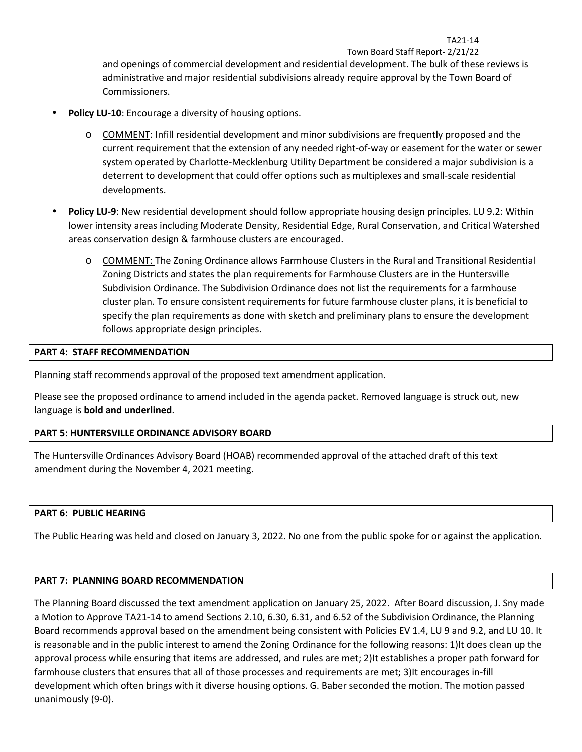and openings of commercial development and residential development. The bulk of these reviews is administrative and major residential subdivisions already require approval by the Town Board of Commissioners.

- **Policy LU-10**: Encourage a diversity of housing options.
    - COMMENT: Infill residential development and minor subdivisions are frequently proposed and the current requirement that the extension of any needed right-of-way or easement for the water or sewer system operated by Charlotte-Mecklenburg Utility Department be considered a major subdivision is a deterrent to development that could offer options such as multiplexes and small-scale residential developments.
- **Policy LU-9**: New residential development should follow appropriate housing design principles. LU 9.2: Within lower intensity areas including Moderate Density, Residential Edge, Rural Conservation, and Critical Watershed areas conservation design & farmhouse clusters are encouraged.
    - COMMENT: The Zoning Ordinance allows Farmhouse Clusters in the Rural and Transitional Residential Zoning Districts and states the plan requirements for Farmhouse Clusters are in the Huntersville Subdivision Ordinance. The Subdivision Ordinance does not list the requirements for a farmhouse cluster plan. To ensure consistent requirements for future farmhouse cluster plans, it is beneficial to specify the plan requirements as done with sketch and preliminary plans to ensure the development follows appropriate design principles.

## PART 4: STAFF RECOMMENDATION

Planning staff recommends approval of the proposed text amendment application.

Please see the proposed ordinance to amend included in the agenda packet. Removed language is struck out, new language is **bold and underlined**.

## PART 5: HUNTERSVILLE ORDINANCE ADVISORY BOARD

The Huntersville Ordinances Advisory Board (HOAB) recommended approval of the attached draft of this text amendment during the November 4, 2021 meeting.

## PART 6: PUBLIC HEARING

The Public Hearing was held and closed on January 3, 2022. No one from the public spoke for or against the application.

## PART 7: PLANNING BOARD RECOMMENDATION

The Planning Board discussed the text amendment application on January 25, 2022. After Board discussion, J. Sny made a Motion to Approve TA21-14 to amend Sections 2.10, 6.30, 6.31, and 6.52 of the Subdivision Ordinance, the Planning Board recommends approval based on the amendment being consistent with Policies EV 1.4, LU 9 and 9.2, and LU 10. It is reasonable and in the public interest to amend the Zoning Ordinance for the following reasons: 1)It does clean up the approval process while ensuring that items are addressed, and rules are met; 2)It establishes a proper path forward for farmhouse clusters that ensures that all of those processes and requirements are met; 3)It encourages in-fill development which often brings with it diverse housing options. G. Baber seconded the motion. The motion passed unanimously (9-0).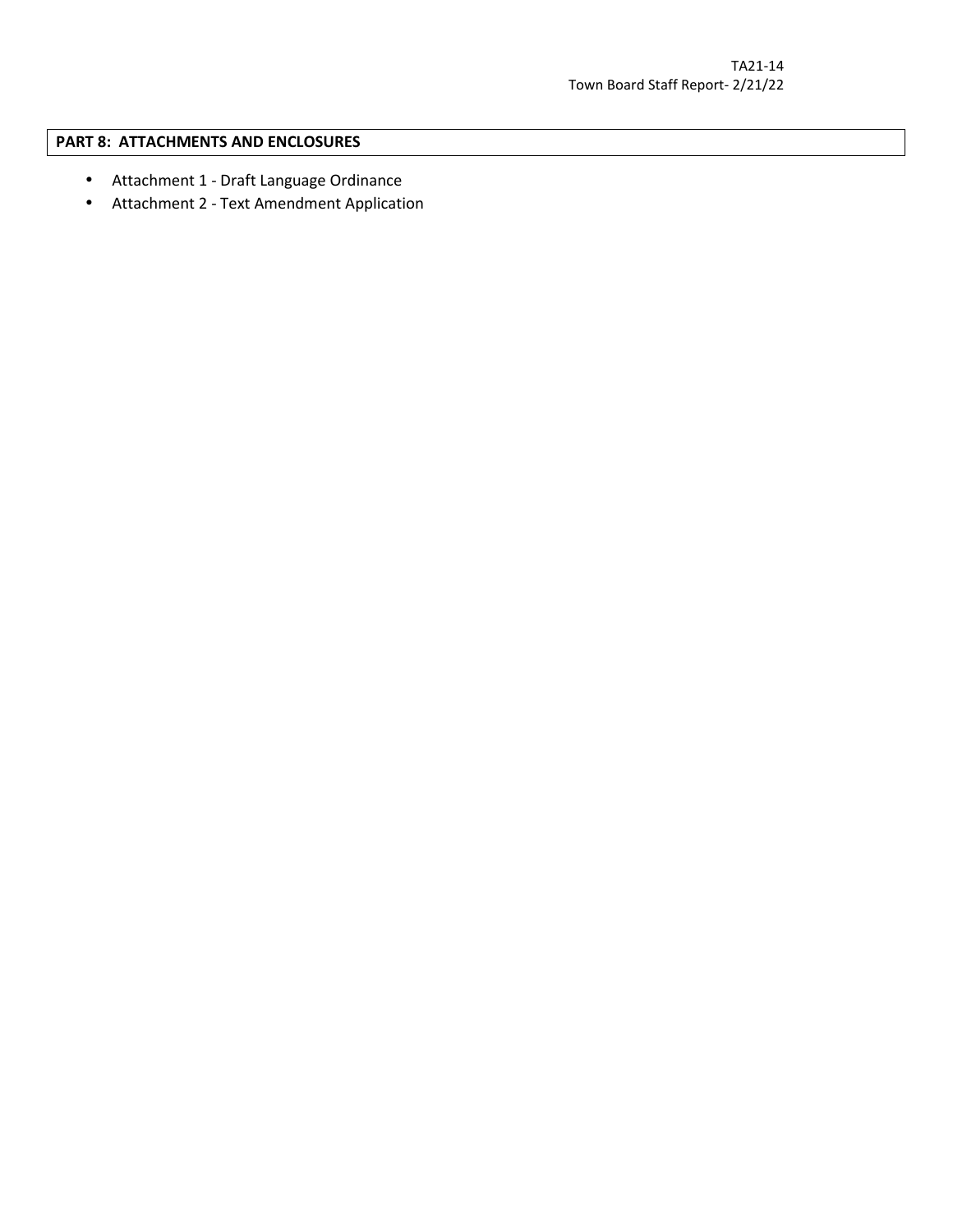## PART 8: ATTACHMENTS AND ENCLOSURES

- Attachment 1 - Draft Language Ordinance
- Attachment 2 - Text Amendment Application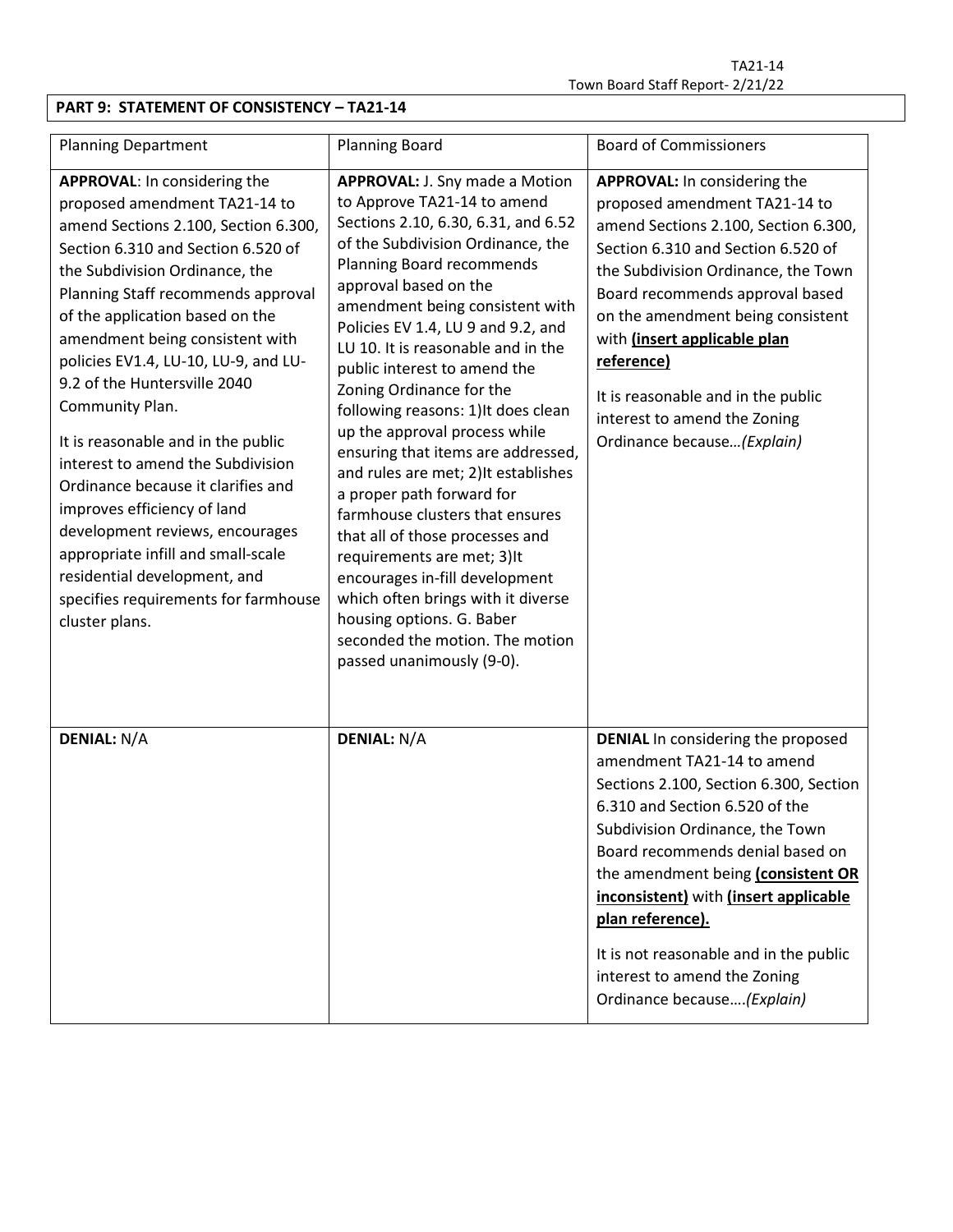## PART 9: STATEMENT OF CONSISTENCY – TA21-14

| Planning Department | Planning Board | Board of Commissioners |
|---|---|---|
| **APPROVAL**: In considering the proposed amendment TA21-14 to amend Sections 2.100, Section 6.300, Section 6.310 and Section 6.520 of the Subdivision Ordinance, the Planning Staff recommends approval of the application based on the amendment being consistent with policies EV1.4, LU-10, LU-9, and LU-9.2 of the Huntersville 2040 Community Plan.<br><br>It is reasonable and in the public interest to amend the Subdivision Ordinance because it clarifies and improves efficiency of land development reviews, encourages appropriate infill and small-scale residential development, and specifies requirements for farmhouse cluster plans. | **APPROVAL:** J. Sny made a Motion to Approve TA21-14 to amend Sections 2.10, 6.30, 6.31, and 6.52 of the Subdivision Ordinance, the Planning Board recommends approval based on the amendment being consistent with Policies EV 1.4, LU 9 and 9.2, and LU 10. It is reasonable and in the public interest to amend the Zoning Ordinance for the following reasons: 1)It does clean up the approval process while ensuring that items are addressed, and rules are met; 2)It establishes a proper path forward for farmhouse clusters that ensures that all of those processes and requirements are met; 3)It encourages in-fill development which often brings with it diverse housing options. G. Baber seconded the motion. The motion passed unanimously (9-0). | **APPROVAL:** In considering the proposed amendment TA21-14 to amend Sections 2.100, Section 6.300, Section 6.310 and Section 6.520 of the Subdivision Ordinance, the Town Board recommends approval based on the amendment being consistent with **(insert applicable plan reference)**<br><br>It is reasonable and in the public interest to amend the Zoning Ordinance because…*(Explain)* |
| **DENIAL:** N/A | **DENIAL:** N/A | **DENIAL** In considering the proposed amendment TA21-14 to amend Sections 2.100, Section 6.300, Section 6.310 and Section 6.520 of the Subdivision Ordinance, the Town Board recommends denial based on the amendment being **(consistent OR inconsistent)** with **(insert applicable plan reference).**<br><br>It is not reasonable and in the public interest to amend the Zoning Ordinance because….*(Explain)* |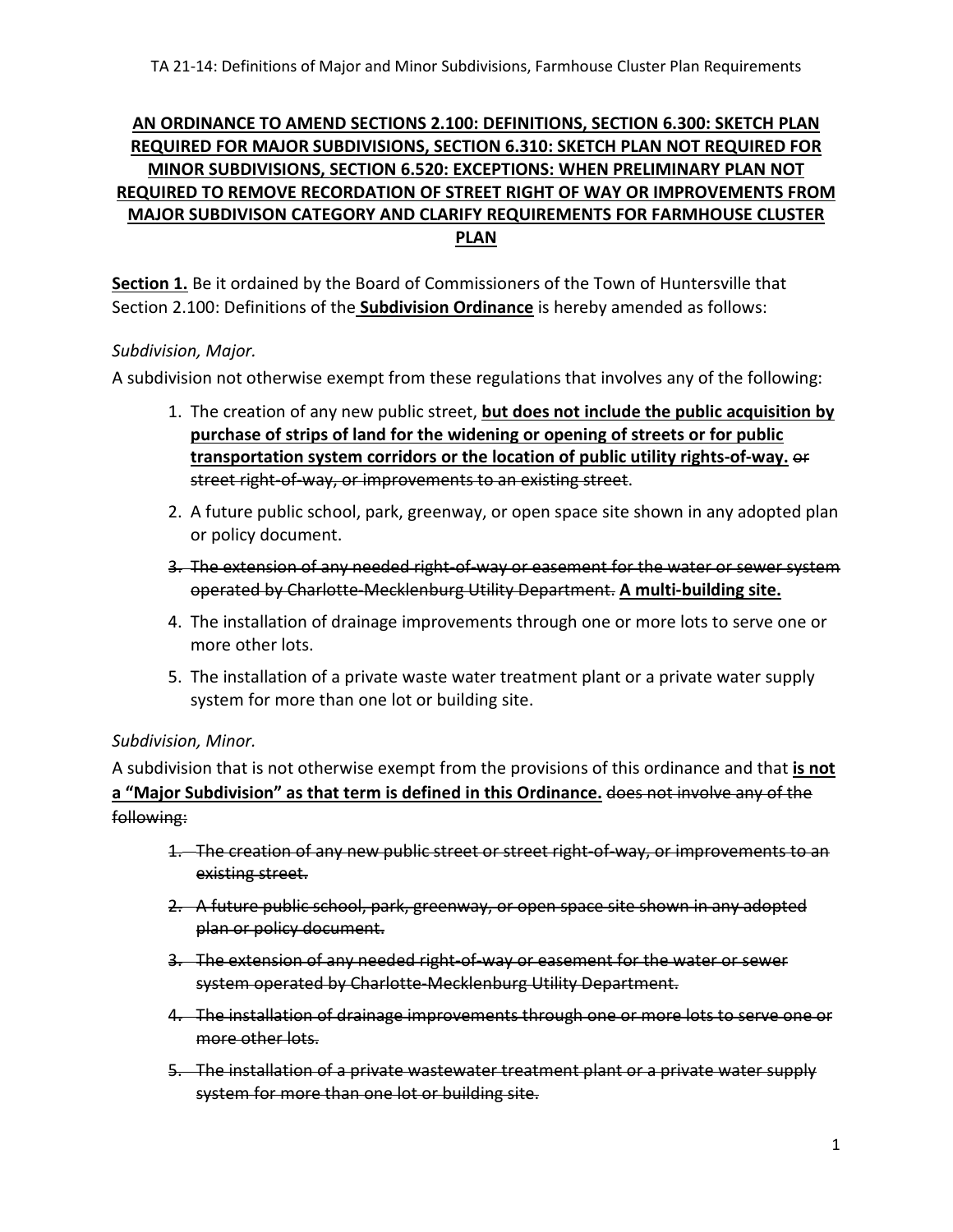**AN ORDINANCE TO AMEND SECTIONS 2.100: DEFINITIONS, SECTION 6.300: SKETCH PLAN REQUIRED FOR MAJOR SUBDIVISIONS, SECTION 6.310: SKETCH PLAN NOT REQUIRED FOR MINOR SUBDIVISIONS, SECTION 6.520: EXCEPTIONS: WHEN PRELIMINARY PLAN NOT REQUIRED TO REMOVE RECORDATION OF STREET RIGHT OF WAY OR IMPROVEMENTS FROM MAJOR SUBDIVISON CATEGORY AND CLARIFY REQUIREMENTS FOR FARMHOUSE CLUSTER PLAN**

**Section 1.** Be it ordained by the Board of Commissioners of the Town of Huntersville that Section 2.100: Definitions of the **Subdivision Ordinance** is hereby amended as follows:

*Subdivision, Major.*

A subdivision not otherwise exempt from these regulations that involves any of the following:

1. The creation of any new public street, **but does not include the public acquisition by purchase of strips of land for the widening or opening of streets or for public transportation system corridors or the location of public utility rights-of-way.** ~~or street right-of-way, or improvements to an existing street~~.
2. A future public school, park, greenway, or open space site shown in any adopted plan or policy document.
3. ~~The extension of any needed right-of-way or easement for the water or sewer system operated by Charlotte-Mecklenburg Utility Department.~~ **A multi-building site.**
4. The installation of drainage improvements through one or more lots to serve one or more other lots.
5. The installation of a private waste water treatment plant or a private water supply system for more than one lot or building site.

*Subdivision, Minor.*

A subdivision that is not otherwise exempt from the provisions of this ordinance and that **is not a "Major Subdivision" as that term is defined in this Ordinance.** ~~does not involve any of the following:~~

1. ~~The creation of any new public street or street right-of-way, or improvements to an existing street.~~
2. ~~A future public school, park, greenway, or open space site shown in any adopted plan or policy document.~~
3. ~~The extension of any needed right-of-way or easement for the water or sewer system operated by Charlotte-Mecklenburg Utility Department.~~
4. ~~The installation of drainage improvements through one or more lots to serve one or more other lots.~~
5. ~~The installation of a private wastewater treatment plant or a private water supply system for more than one lot or building site.~~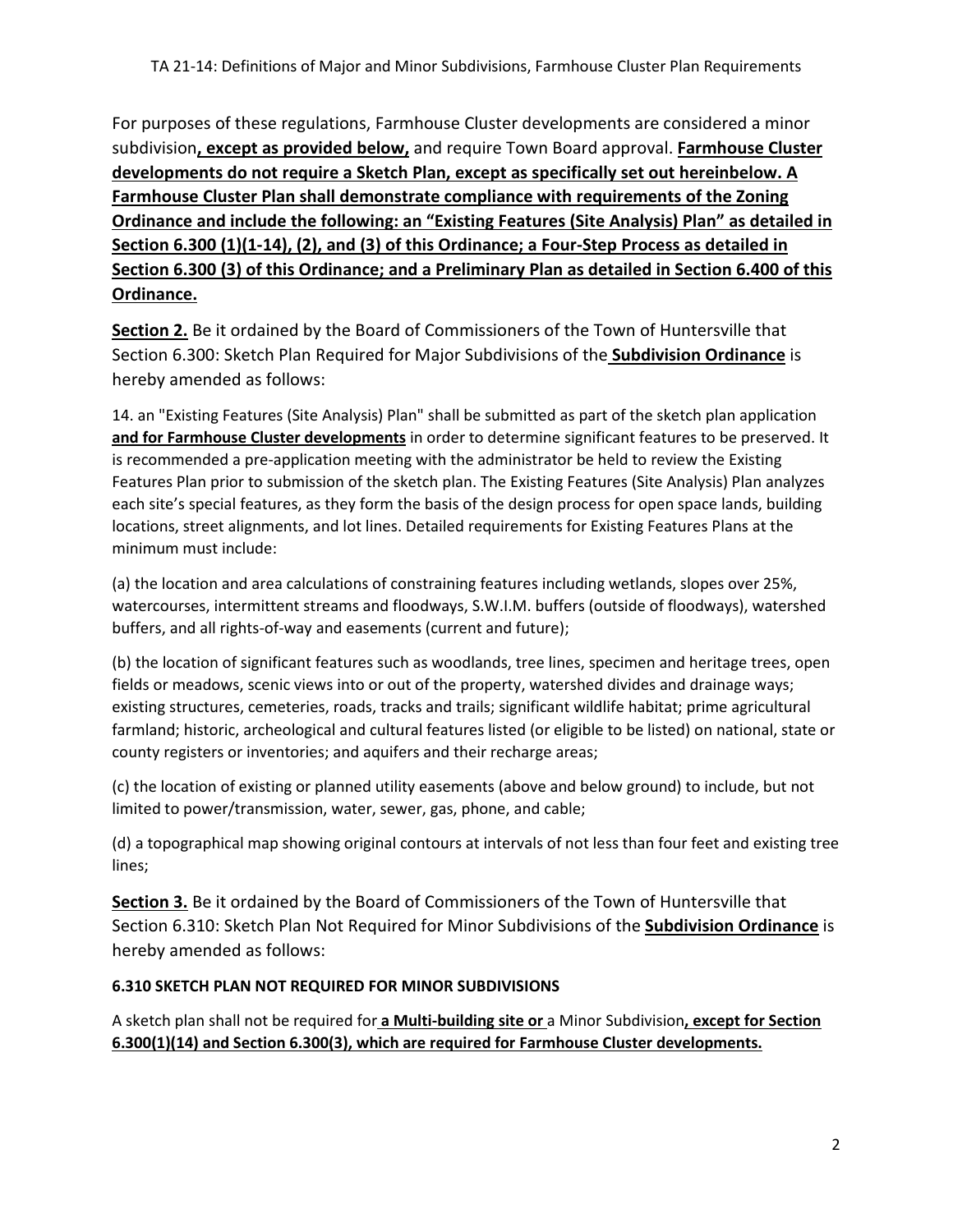For purposes of these regulations, Farmhouse Cluster developments are considered a minor subdivision**, except as provided below,** and require Town Board approval. **Farmhouse Cluster developments do not require a Sketch Plan, except as specifically set out hereinbelow. A Farmhouse Cluster Plan shall demonstrate compliance with requirements of the Zoning Ordinance and include the following: an "Existing Features (Site Analysis) Plan" as detailed in Section 6.300 (1)(1-14), (2), and (3) of this Ordinance; a Four-Step Process as detailed in Section 6.300 (3) of this Ordinance; and a Preliminary Plan as detailed in Section 6.400 of this Ordinance.**

**Section 2.** Be it ordained by the Board of Commissioners of the Town of Huntersville that Section 6.300: Sketch Plan Required for Major Subdivisions of the **Subdivision Ordinance** is hereby amended as follows:

14. an "Existing Features (Site Analysis) Plan" shall be submitted as part of the sketch plan application **and for Farmhouse Cluster developments** in order to determine significant features to be preserved. It is recommended a pre-application meeting with the administrator be held to review the Existing Features Plan prior to submission of the sketch plan. The Existing Features (Site Analysis) Plan analyzes each site's special features, as they form the basis of the design process for open space lands, building locations, street alignments, and lot lines. Detailed requirements for Existing Features Plans at the minimum must include:

(a) the location and area calculations of constraining features including wetlands, slopes over 25%, watercourses, intermittent streams and floodways, S.W.I.M. buffers (outside of floodways), watershed buffers, and all rights-of-way and easements (current and future);

(b) the location of significant features such as woodlands, tree lines, specimen and heritage trees, open fields or meadows, scenic views into or out of the property, watershed divides and drainage ways; existing structures, cemeteries, roads, tracks and trails; significant wildlife habitat; prime agricultural farmland; historic, archeological and cultural features listed (or eligible to be listed) on national, state or county registers or inventories; and aquifers and their recharge areas;

(c) the location of existing or planned utility easements (above and below ground) to include, but not limited to power/transmission, water, sewer, gas, phone, and cable;

(d) a topographical map showing original contours at intervals of not less than four feet and existing tree lines;

**Section 3.** Be it ordained by the Board of Commissioners of the Town of Huntersville that Section 6.310: Sketch Plan Not Required for Minor Subdivisions of the **Subdivision Ordinance** is hereby amended as follows:

**6.310 SKETCH PLAN NOT REQUIRED FOR MINOR SUBDIVISIONS**

A sketch plan shall not be required for **a Multi-building site or** a Minor Subdivision**, except for Section 6.300(1)(14) and Section 6.300(3), which are required for Farmhouse Cluster developments.**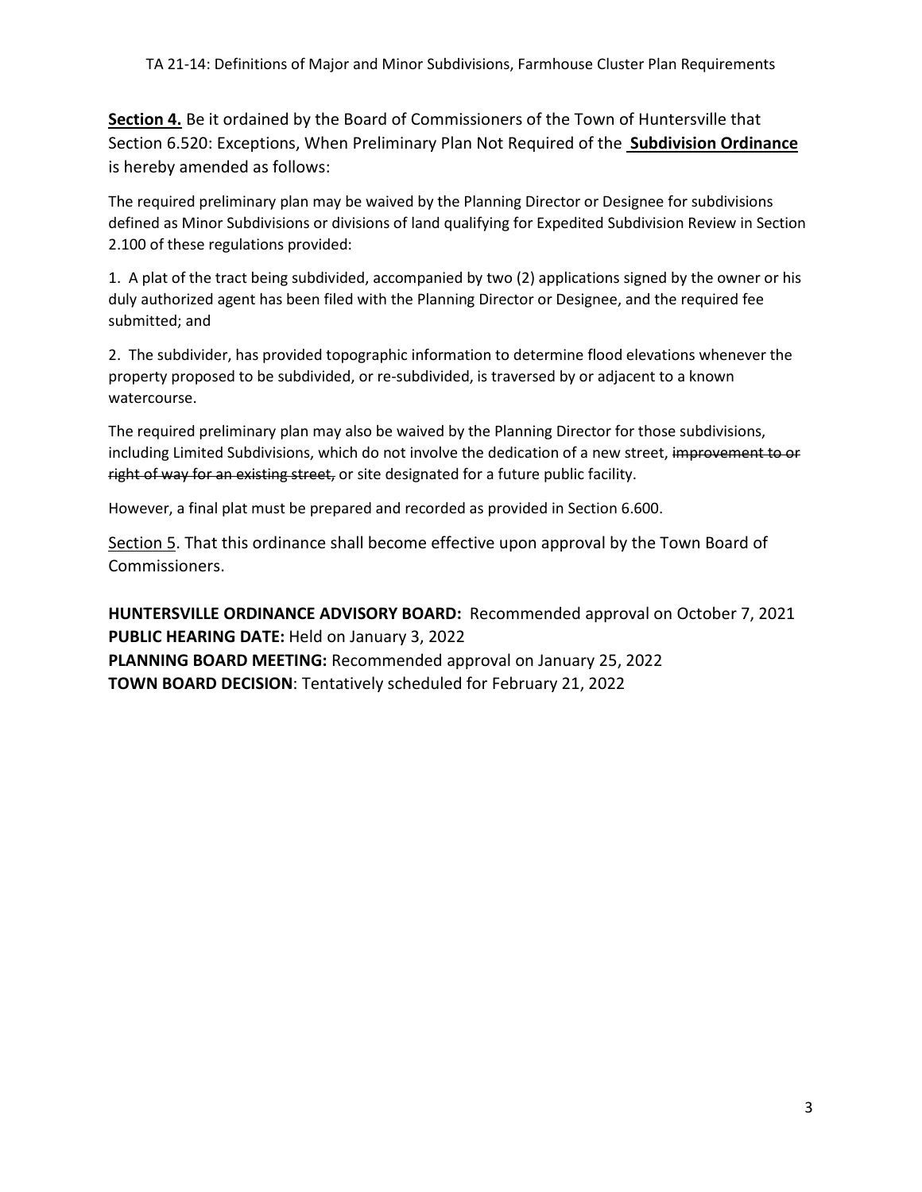**Section 4.** Be it ordained by the Board of Commissioners of the Town of Huntersville that Section 6.520: Exceptions, When Preliminary Plan Not Required of the **Subdivision Ordinance** is hereby amended as follows:

The required preliminary plan may be waived by the Planning Director or Designee for subdivisions defined as Minor Subdivisions or divisions of land qualifying for Expedited Subdivision Review in Section 2.100 of these regulations provided:

1. A plat of the tract being subdivided, accompanied by two (2) applications signed by the owner or his duly authorized agent has been filed with the Planning Director or Designee, and the required fee submitted; and

2. The subdivider, has provided topographic information to determine flood elevations whenever the property proposed to be subdivided, or re-subdivided, is traversed by or adjacent to a known watercourse.

The required preliminary plan may also be waived by the Planning Director for those subdivisions, including Limited Subdivisions, which do not involve the dedication of a new street, ~~improvement to or right of way for an existing street,~~ or site designated for a future public facility.

However, a final plat must be prepared and recorded as provided in Section 6.600.

Section 5. That this ordinance shall become effective upon approval by the Town Board of Commissioners.

**HUNTERSVILLE ORDINANCE ADVISORY BOARD:** Recommended approval on October 7, 2021
**PUBLIC HEARING DATE:** Held on January 3, 2022
**PLANNING BOARD MEETING:** Recommended approval on January 25, 2022
**TOWN BOARD DECISION**: Tentatively scheduled for February 21, 2022